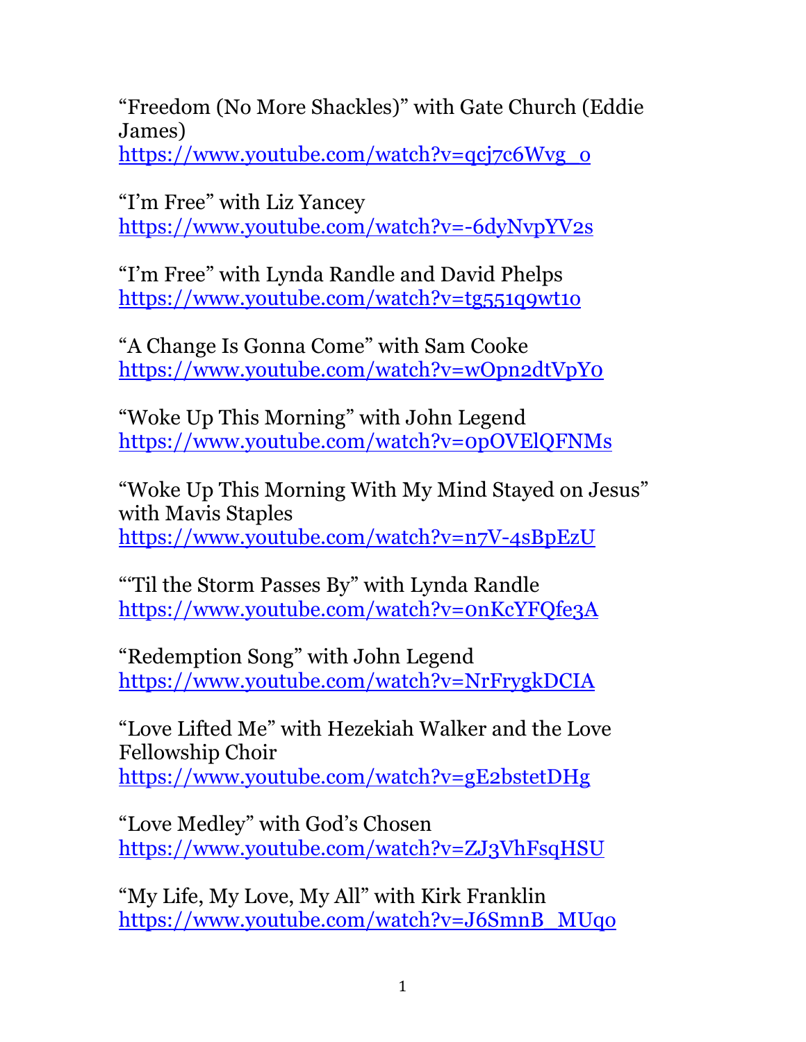"Freedom (No More Shackles)" with Gate Church (Eddie James)
https://www.youtube.com/watch?v=qcj7c6Wvg_0

"I'm Free" with Liz Yancey
https://www.youtube.com/watch?v=-6dyNvpYV2s

"I'm Free" with Lynda Randle and David Phelps
https://www.youtube.com/watch?v=tg551q9wt10

"A Change Is Gonna Come" with Sam Cooke
https://www.youtube.com/watch?v=wOpn2dtVpY0

"Woke Up This Morning" with John Legend
https://www.youtube.com/watch?v=0pOVElQFNMs

"Woke Up This Morning With My Mind Stayed on Jesus" with Mavis Staples
https://www.youtube.com/watch?v=n7V-4sBpEzU

"'Til the Storm Passes By" with Lynda Randle
https://www.youtube.com/watch?v=0nKcYFQfe3A

"Redemption Song" with John Legend
https://www.youtube.com/watch?v=NrFrygkDCIA

"Love Lifted Me" with Hezekiah Walker and the Love Fellowship Choir
https://www.youtube.com/watch?v=gE2bstetDHg

"Love Medley" with God's Chosen
https://www.youtube.com/watch?v=ZJ3VhFsqHSU

"My Life, My Love, My All" with Kirk Franklin
https://www.youtube.com/watch?v=J6SmnB_MUq0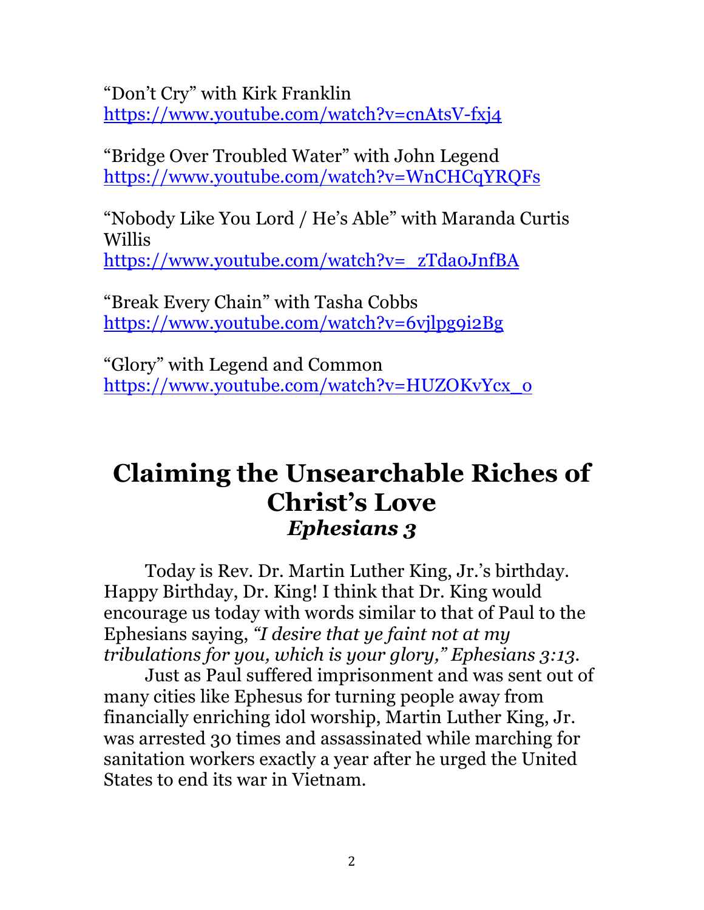"Don't Cry" with Kirk Franklin
https://www.youtube.com/watch?v=cnAtsV-fxj4

"Bridge Over Troubled Water" with John Legend
https://www.youtube.com/watch?v=WnCHCqYRQFs

"Nobody Like You Lord / He's Able" with Maranda Curtis Willis
https://www.youtube.com/watch?v=_zTda0JnfBA

"Break Every Chain" with Tasha Cobbs
https://www.youtube.com/watch?v=6vjlpg9i2Bg

"Glory" with Legend and Common
https://www.youtube.com/watch?v=HUZOKvYcx_o

# Claiming the Unsearchable Riches of Christ's Love
## *Ephesians 3*

Today is Rev. Dr. Martin Luther King, Jr.'s birthday. Happy Birthday, Dr. King! I think that Dr. King would encourage us today with words similar to that of Paul to the Ephesians saying, *"I desire that ye faint not at my tribulations for you, which is your glory," Ephesians 3:13*.

Just as Paul suffered imprisonment and was sent out of many cities like Ephesus for turning people away from financially enriching idol worship, Martin Luther King, Jr. was arrested 30 times and assassinated while marching for sanitation workers exactly a year after he urged the United States to end its war in Vietnam.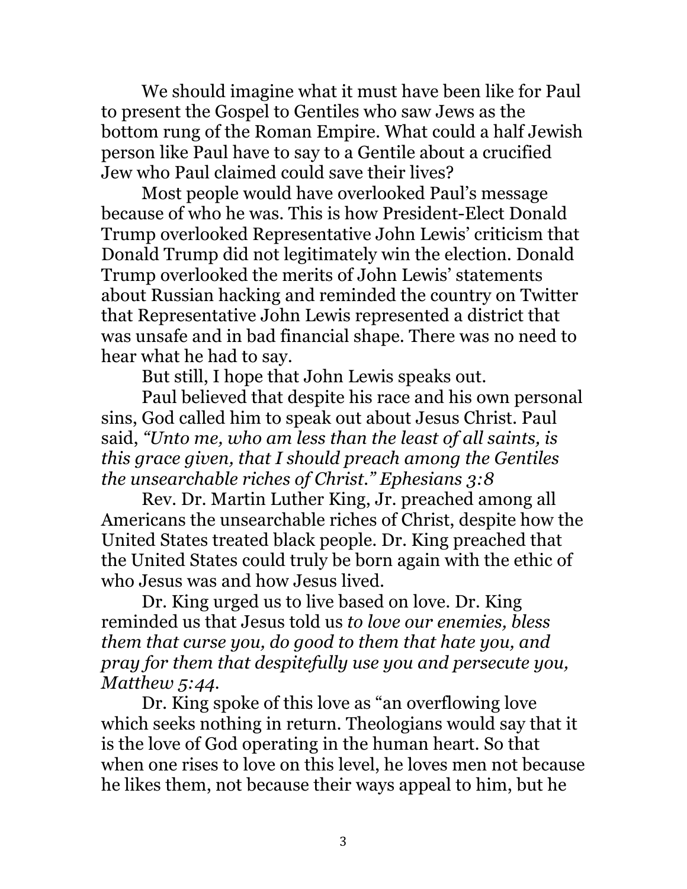We should imagine what it must have been like for Paul to present the Gospel to Gentiles who saw Jews as the bottom rung of the Roman Empire. What could a half Jewish person like Paul have to say to a Gentile about a crucified Jew who Paul claimed could save their lives?

Most people would have overlooked Paul's message because of who he was. This is how President-Elect Donald Trump overlooked Representative John Lewis' criticism that Donald Trump did not legitimately win the election. Donald Trump overlooked the merits of John Lewis' statements about Russian hacking and reminded the country on Twitter that Representative John Lewis represented a district that was unsafe and in bad financial shape. There was no need to hear what he had to say.

But still, I hope that John Lewis speaks out.

Paul believed that despite his race and his own personal sins, God called him to speak out about Jesus Christ. Paul said, *"Unto me, who am less than the least of all saints, is this grace given, that I should preach among the Gentiles the unsearchable riches of Christ." Ephesians 3:8*

Rev. Dr. Martin Luther King, Jr. preached among all Americans the unsearchable riches of Christ, despite how the United States treated black people. Dr. King preached that the United States could truly be born again with the ethic of who Jesus was and how Jesus lived.

Dr. King urged us to live based on love. Dr. King reminded us that Jesus told us *to love our enemies, bless them that curse you, do good to them that hate you, and pray for them that despitefully use you and persecute you, Matthew 5:44.*

Dr. King spoke of this love as "an overflowing love which seeks nothing in return. Theologians would say that it is the love of God operating in the human heart. So that when one rises to love on this level, he loves men not because he likes them, not because their ways appeal to him, but he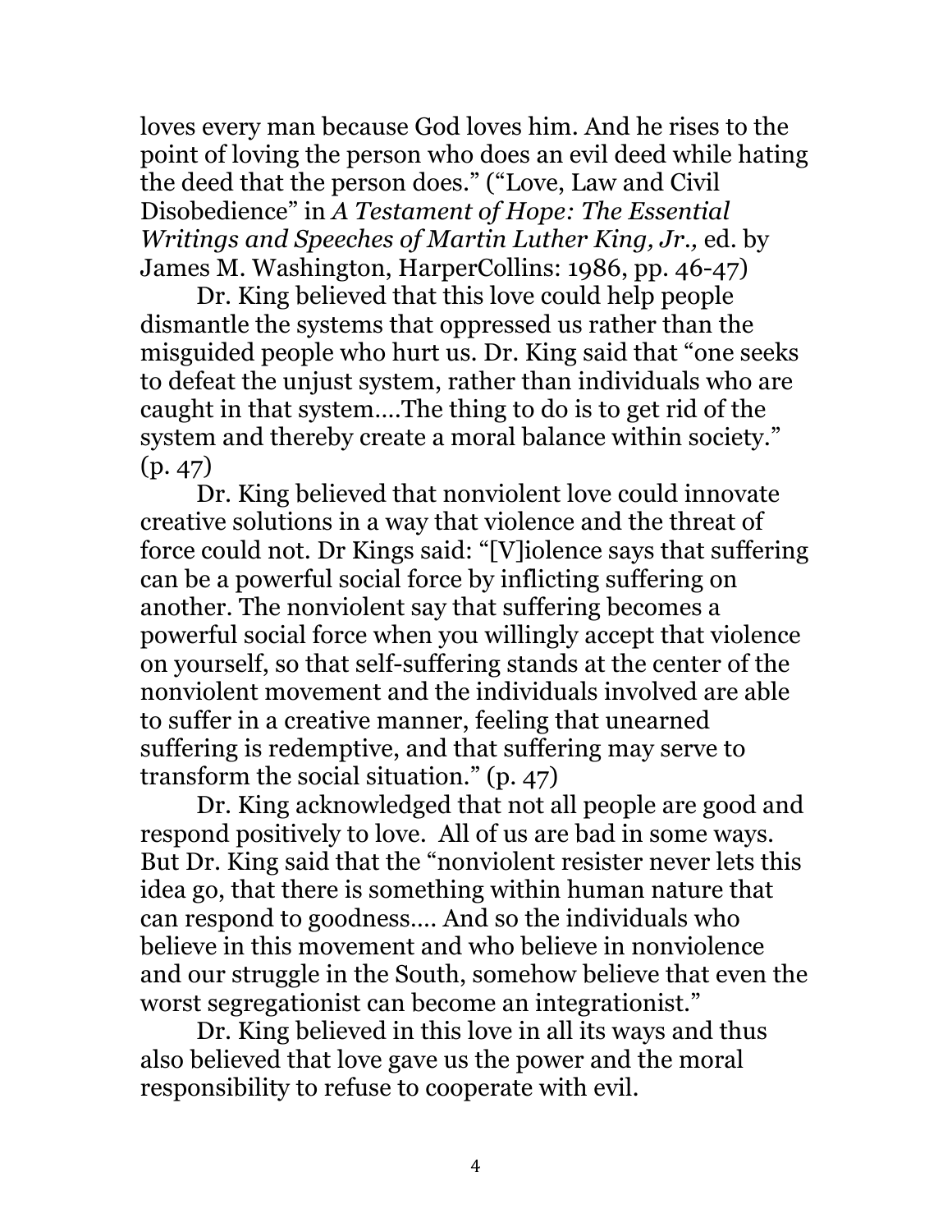loves every man because God loves him. And he rises to the point of loving the person who does an evil deed while hating the deed that the person does." ("Love, Law and Civil Disobedience" in *A Testament of Hope: The Essential Writings and Speeches of Martin Luther King, Jr.,* ed. by James M. Washington, HarperCollins: 1986, pp. 46-47)

Dr. King believed that this love could help people dismantle the systems that oppressed us rather than the misguided people who hurt us. Dr. King said that "one seeks to defeat the unjust system, rather than individuals who are caught in that system….The thing to do is to get rid of the system and thereby create a moral balance within society." (p. 47)

Dr. King believed that nonviolent love could innovate creative solutions in a way that violence and the threat of force could not. Dr Kings said: "[V]iolence says that suffering can be a powerful social force by inflicting suffering on another. The nonviolent say that suffering becomes a powerful social force when you willingly accept that violence on yourself, so that self-suffering stands at the center of the nonviolent movement and the individuals involved are able to suffer in a creative manner, feeling that unearned suffering is redemptive, and that suffering may serve to transform the social situation." (p. 47)

Dr. King acknowledged that not all people are good and respond positively to love. All of us are bad in some ways. But Dr. King said that the "nonviolent resister never lets this idea go, that there is something within human nature that can respond to goodness…. And so the individuals who believe in this movement and who believe in nonviolence and our struggle in the South, somehow believe that even the worst segregationist can become an integrationist."

Dr. King believed in this love in all its ways and thus also believed that love gave us the power and the moral responsibility to refuse to cooperate with evil.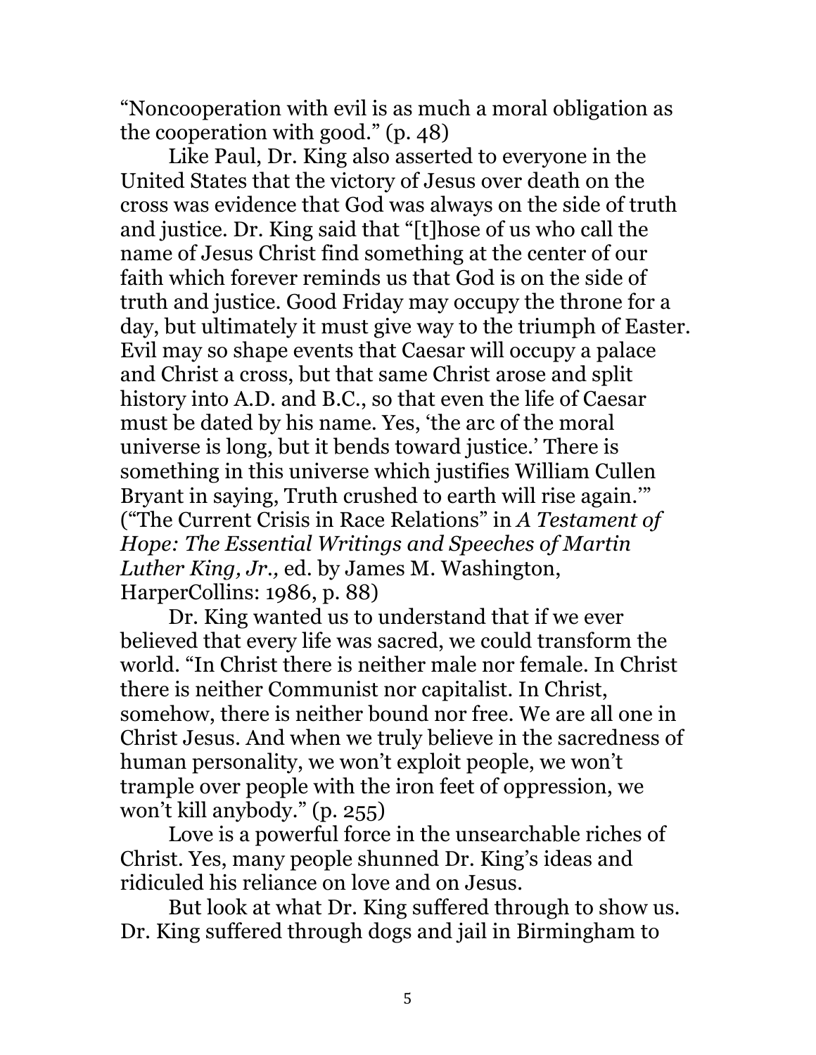"Noncooperation with evil is as much a moral obligation as the cooperation with good." (p. 48)

Like Paul, Dr. King also asserted to everyone in the United States that the victory of Jesus over death on the cross was evidence that God was always on the side of truth and justice. Dr. King said that "[t]hose of us who call the name of Jesus Christ find something at the center of our faith which forever reminds us that God is on the side of truth and justice. Good Friday may occupy the throne for a day, but ultimately it must give way to the triumph of Easter. Evil may so shape events that Caesar will occupy a palace and Christ a cross, but that same Christ arose and split history into A.D. and B.C., so that even the life of Caesar must be dated by his name. Yes, 'the arc of the moral universe is long, but it bends toward justice.' There is something in this universe which justifies William Cullen Bryant in saying, Truth crushed to earth will rise again.'" ("The Current Crisis in Race Relations" in *A Testament of Hope: The Essential Writings and Speeches of Martin Luther King, Jr.,* ed. by James M. Washington, HarperCollins: 1986, p. 88)

Dr. King wanted us to understand that if we ever believed that every life was sacred, we could transform the world. "In Christ there is neither male nor female. In Christ there is neither Communist nor capitalist. In Christ, somehow, there is neither bound nor free. We are all one in Christ Jesus. And when we truly believe in the sacredness of human personality, we won't exploit people, we won't trample over people with the iron feet of oppression, we won't kill anybody." (p. 255)

Love is a powerful force in the unsearchable riches of Christ. Yes, many people shunned Dr. King's ideas and ridiculed his reliance on love and on Jesus.

But look at what Dr. King suffered through to show us. Dr. King suffered through dogs and jail in Birmingham to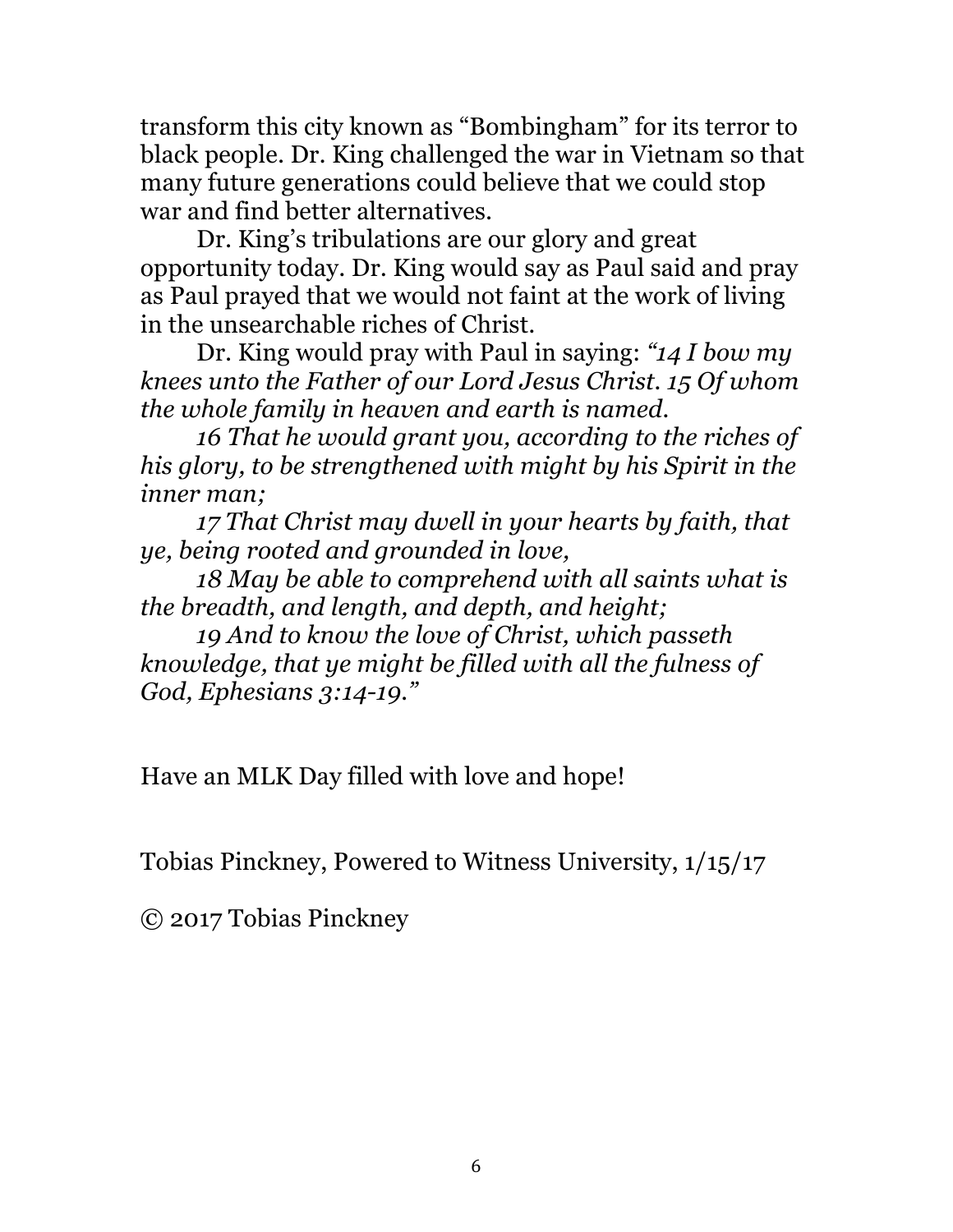transform this city known as "Bombingham" for its terror to black people. Dr. King challenged the war in Vietnam so that many future generations could believe that we could stop war and find better alternatives.

Dr. King's tribulations are our glory and great opportunity today. Dr. King would say as Paul said and pray as Paul prayed that we would not faint at the work of living in the unsearchable riches of Christ.

Dr. King would pray with Paul in saying: *"14 I bow my knees unto the Father of our Lord Jesus Christ. 15 Of whom the whole family in heaven and earth is named.*

*16 That he would grant you, according to the riches of his glory, to be strengthened with might by his Spirit in the inner man;*

*17 That Christ may dwell in your hearts by faith, that ye, being rooted and grounded in love,*

*18 May be able to comprehend with all saints what is the breadth, and length, and depth, and height;*

*19 And to know the love of Christ, which passeth knowledge, that ye might be filled with all the fulness of God, Ephesians 3:14-19."*

Have an MLK Day filled with love and hope!

Tobias Pinckney, Powered to Witness University, 1/15/17

© 2017 Tobias Pinckney